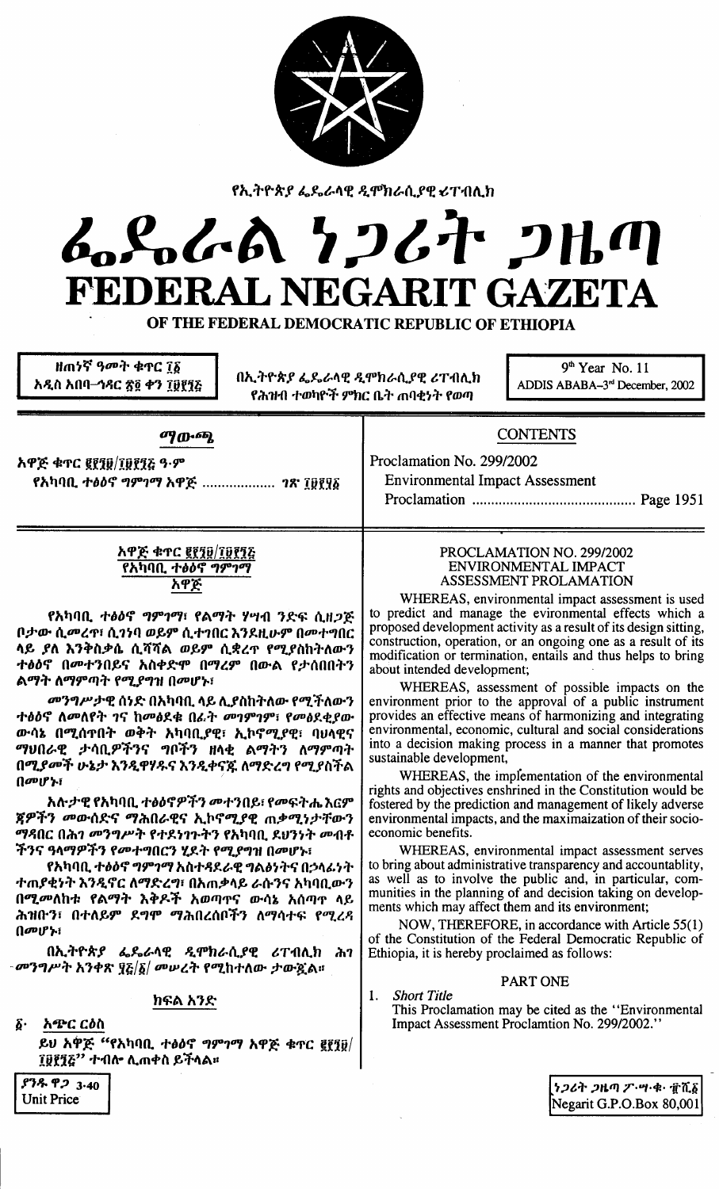የኢትዮጵያ ፌዴራላዊ ዲሞክራሲያዊ ሪፐብሊክ

# ፌዴራል ነጋሪት ጋዜጣ
# FEDERAL NEGARIT GAZETA
## OF THE FEDERAL DEMOCRATIC REPUBLIC OF ETHIOPIA

ዘጠነኛ ዓመት ቁጥር ፲፩
አዲስ አበባ–ኅዳር ፳፬ ቀን ፲፱፻፺፭

በኢትዮጵያ ፌዴራላዊ ዲሞክራሲያዊ ሪፐብሊክ የሕዝብ ተወካዮች ምክር ቤት ጠባቂነት የወጣ

9th Year No. 11
ADDIS ABABA-3rd December, 2002

| ማውጫ | CONTENTS |
|---|---|
| አዋጅ ቁጥር ፪፻፺፱/፲፱፻፺፭ ዓ.ም | Proclamation No. 299/2002 |
| የአካባቢ ተፅዕኖ ግምገማ አዋጅ ................... ገጽ ፲፱፻፶፩ | Environmental Impact Assessment Proclamation ........................................ Page 1951 |

### አዋጅ ቁጥር ፪፻፺፱/፲፱፻፺፭
### የአካባቢ ተፅዕኖ ግምገማ
### አዋጅ

የአካባቢ ተፅዕኖ ግምገማ፣ የልማት ሃሣብ ንድፍ ሲዘጋጅ በቦታው ሲመረጥ፣ ሲገነባ ወይም ሲተገበር እንደዚሁም በመተግበር ላይ ያለ እንቅስቃሴ ሲሻሻል ወይም ሲቋረጥ የሚያስከትለውን ተፅዕኖ በመተንበይና አስቀድሞ በማረም በውል የታሰበበትን ልማት ለማምጣት የሚያግዝ በመሆኑ፣

መንግሥታዊ ሰነድ በአካባቢ ላይ ሊያስከትለው የሚችለውን ተፅዕኖ ለመለየት ገና ከመፅደቁ በፊት መገምገም፣ የመፅደቂያው ውሳኔ በሚሰጥበት ወቅት አካባቢያዊ፣ ኢኮኖሚያዊ፣ ባህላዊና ማህበራዊ ታሳቢዎችንና ግቦችን ዘላቂ ልማትን ለማምጣት በሚያመች ሁኔታ እንዲዋሃዱና እንዲቀናጁ ለማድረግ የሚያስችል በመሆኑ፣

አሉታዊ የአካባቢ ተፅዕኖዎችን መተንበይ፣ የመፍትሔ እርምጃዎችን መውሰድና ማሕበራዊና ኢኮኖሚያዊ ጠቃሚነታቸውን ማዳበር በሕገ መንግሥት የተደነገጉትን የአካባቢ ደህንነት መብቶችንና ዓላማዎችን የመተግበርን ሂደት የሚያግዝ በመሆኑ፣

የአካባቢ ተፅዕኖ ግምገማ አስተዳደራዊ ግልፅነትና በኃላፊነት ተጠያቂነት እንዲኖር ለማድረግ፣ በአጠቃላይ ራሱንና አካባቢውን በሚመለከቱ የልማት እቅዶች አወጣጥና ውሳኔ አሰጣጥ ላይ ሕዝቡን፣ በተለይም ደግሞ ማሕበረሰቦችን ለማሳተፍ የሚረዳ በመሆኑ፣

በኢትዮጵያ ፌዴራላዊ ዲሞክራሲያዊ ሪፐብሊክ ሕገ መንግሥት አንቀጽ ፶፭/፩/ መሠረት የሚከተለው ታውጇል።

#### ክፍል አንድ

፩. አጭር ርዕስ

ይህ አዋጅ "የአካባቢ ተፅዕኖ ግምገማ አዋጅ ቁጥር ፪፻፺፱/፲፱፻፺፭" ተብሎ ሊጠቀስ ይችላል።

### PROCLAMATION NO. 299/2002
### ENVIRONMENTAL IMPACT ASSESSMENT PROLAMATION

WHEREAS, environmental impact assessment is used to predict and manage the evironmental effects which a proposed development activity as a result of its design sitting, construction, operation, or an ongoing one as a result of its modification or termination, entails and thus helps to bring about intended development;

WHEREAS, assessment of possible impacts on the environment prior to the approval of a public instrument provides an effective means of harmonizing and integrating environmental, economic, cultural and social considerations into a decision making process in a manner that promotes sustainable development,

WHEREAS, the implementation of the environmental rights and objectives enshrined in the Constitution would be fostered by the prediction and management of likely adverse environmental impacts, and the maximaization of their socio-economic benefits.

WHEREAS, environmental impact assessment serves to bring about administrative transparency and accountablity, as well as to involve the public and, in particular, communities in the planning of and decision taking on developments which may affect them and their environment;

NOW, THEREFORE, in accordance with Article 55(1) of the Constitution of the Federal Democratic Republic of Ethiopia, it is hereby proclaimed as follows:

#### PART ONE

1. *Short Title*

This Proclamation may be cited as the "Environmental Impact Assessment Proclamtion No. 299/2002."

ያንዱ ዋጋ 3.40
Unit Price

ነጋሪት ጋዜጣ ፖ.ሣ.ቁ. ፹ሺ፩
Negarit G.P.O.Box 80,001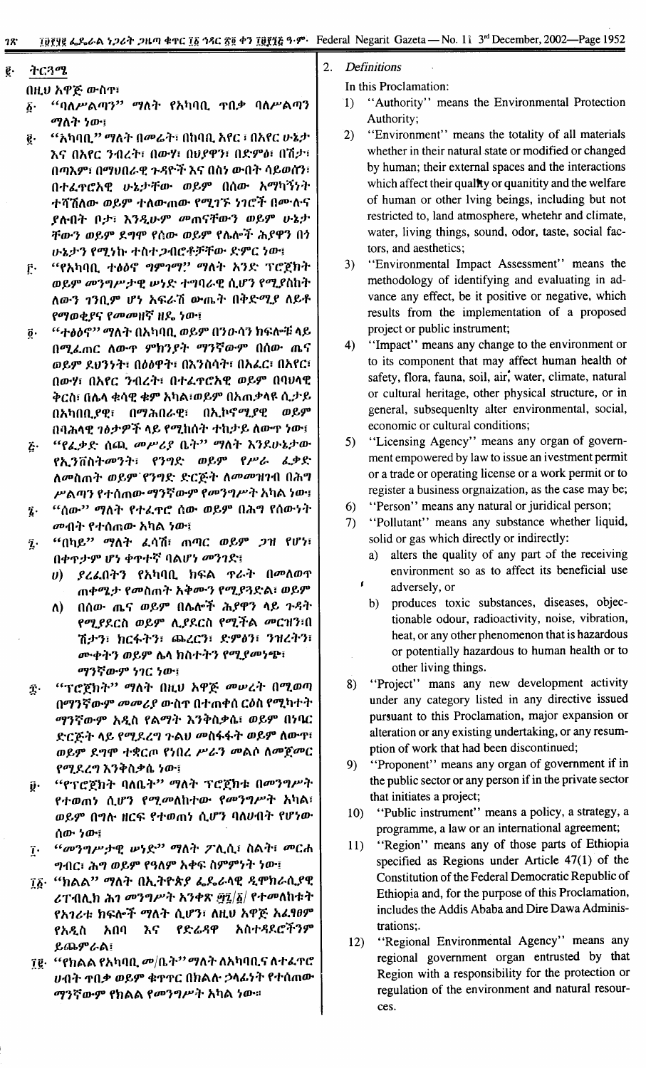## ፪· ትርጓሜ

በዚህ አዋጅ ውስጥ፤

፩· "ባለሥልጣን" ማለት የአካባቢ ጥበቃ ባለሥልጣን ማለት ነው፤

፪· "አካባቢ" ማለት በመሬት፣ በከባቢ አየር ፣ በአየር ሁኔታ እና በአየር ንብረት፣ በውሃ፣ በህያዋን፣ በድምፅ፣ በሽታ፣ በጣእም፣ በማህበራዊ ጉዳዮች እና በስነ ውበት ሳይወሰን፣ በተፈጥሮአዊ ሁኔታቸው ወይም በሰው አማካኝነት ተሻሽለው ወይም ተለውጠው የሚገኙ ነገሮች በሙሉና ያሉበት ቦታ፣ እንዲሁም መጠናቸውን ወይም ሁኔታቸውን ወይም ደግሞ የሰው ወይም የሌሎች ሕያዋን በጎ ሁኔታን የሚነኩ ተስተጋብሮቶቻቸው ድምር ነው፤

፫· "የአካባቢ ተፅዕኖ ግምገማ" ማለት አንድ ፕሮጀክት ወይም መንግሥታዊ ሡነድ ተግባራዊ ሲሆን የሚያስከትለውን ገንቢም ሆነ አፍራሽ ውጤት በቅድሚያ ለይቶ የማወቂያና የመመዘኛ ዘዴ ነው፤

፬· "ተፅዕኖ" ማለት በአካባቢ ወይም በንዑሳን ክፍሎቹ ላይ በሚፈጠር ለውጥ ምክንያት ማንኛውም በሰው ጤና ወይም ደህንነት፣ በዕፅዋት፣ በእንስሳት፣ በአፈር፣ በአየር፣ በውሃ፣ በአየር ንብረት፣ በተፈጥሮአዊ ወይም በባህላዊ ቅርስ፣ በሌላ ቁሳዊ ቁም አካል፣ወይም በአጠቃላይ ሲታይ በአካባቢያዊ፣ በማሕበራዊ፣ በኢኮኖሚያዊ ወይም በባሕላዊ ገፅታዎች ላይ የሚከሰት ተከታይ ለውጥ ነው፤

፭· "የፈቃድ ሰጪ መሥሪያ ቤት" ማለት እንደሁኔታው የኢንቨስትመንት፣ የንግድ ወይም የሥራ ፈቃድ ለመስጠት ወይም የንግድ ድርጅት ለመመዝገብ በሕግ ሥልጣን የተሰጠው ማንኛውም የመንግሥት አካል ነው፤

፮· "ሰው" ማለት የተፈጥሮ ሰው ወይም በሕግ የሰውነት መብት የተሰጠው አካል ነው፤

፯· "በካይ" ማለት ፈሳሽ፣ ጠጣር ወይም ጋዝ የሆነ፣ በቀጥታም ሆነ ቀጥተኛ ባልሆነ መንገድ፤

ሀ) ያረፈበትን የአካባቢ ክፍል ጥራት በመለወጥ ጠቀሜታ የመስጠት አቅሙን የሚያጓድል፣ ወይም

ለ) በሰው ጤና ወይም በሌሎች ሕያዋን ላይ ጉዳት የሚያደርስ ወይም ሊያደርስ የሚችል መርዝን፣በሽታን፣ ክርፋትን፣ ጨረርን፣ ድምፅን፣ ንዝረትን፣ ሙቀትን ወይም ሌላ ክስተትን የሚያመነጭ፣ ማንኛውም ነገር ነው፤

፰· "ፕሮጀክት" ማለት በዚህ አዋጅ መሠረት በሚወጣ በማንኛውም መመሪያ ውስጥ በተጠቀሰ ርዕስ የሚካተት ማንኛውም አዲስ የልማት እንቅስቃሴ፣ ወይም በነባር ድርጅት ላይ የሚደረግ ጉልህ መስፋፋት ወይም ለውጥ፣ ወይም ደግሞ ተቋርጦ የነበረ ሥራን መልሶ ለመጀመር የሚደረግ እንቅስቃሴ ነው፤

፱· "የፕሮጀክት ባለቤት" ማለት ፕሮጀክቱ በመንግሥት የተወጠነ ሲሆን የሚመለከተው የመንግሥት አካል፣ ወይም በግሉ ዘርፍ የተወጠነ ሲሆን ባለሀብት የሆነው ሰው ነው፤

፲· "መንግሥታዊ ሡነድ" ማለት ፖሊሲ፣ ስልት፣ መርሐ ግብር፣ ሕግ ወይም የዓለም አቀፍ ስምምነት ነው፤

፲፩· "ክልል" ማለት በኢትዮጵያ ፌዴራላዊ ዲሞክራሲያዊ ሪፐብሊክ ሕገ መንግሥት አንቀጽ ፵፯/፩/ የተመለከቱት የአገሪቱ ክፍሎች ማለት ሲሆን፣ ለዚህ አዋጅ አፈፃፀም የአዲስ አበባ እና የድሬዳዋ አስተዳደሮችንም ይጨምራል፤

፲፪· "የክልል የአካባቢ መ/ቤት" ማለት ለአካባቢና ለተፈጥሮ ሀብት ጥበቃ ወይም ቁጥጥር በክልሉ ኃላፊነት የተሰጠው ማንኛውም የክልል የመንግሥት አካል ነው።

## 2. Definitions

In this Proclamation:

1) "Authority" means the Environmental Protection Authority;

2) "Environment" means the totality of all materials whether in their natural state or modified or changed by human; their external spaces and the interactions which affect their quality or quantity and the welfare of human or other lving beings, including but not restricted to, land atmosphere, whetehr and climate, water, living things, sound, odor, taste, social factors, and aesthetics;

3) "Environmental Impact Assessment" means the methodology of identifying and evaluating in advance any effect, be it positive or negative, which results from the implementation of a proposed project or public instrument;

4) "Impact" means any change to the environment or to its component that may affect human health or safety, flora, fauna, soil, air, water, climate, natural or cultural heritage, other physical structure, or in general, subsequenlty alter environmental, social, economic or cultural conditions;

5) "Licensing Agency" means any organ of government empowered by law to issue an ivestment permit or a trade or operating license or a work permit or to register a business orgnaization, as the case may be;

6) "Person" means any natural or juridical person;

7) "Pollutant" means any substance whether liquid, solid or gas which directly or indirectly:

a) alters the quality of any part of the receiving environment so as to affect its beneficial use adversely, or

b) produces toxic substances, diseases, objectionable odour, radioactivity, noise, vibration, heat, or any other phenomenon that is hazardous or potentially hazardous to human health or to other living things.

8) "Project" mans any new development activity under any category listed in any directive issued pursuant to this Proclamation, major expansion or alteration or any existing undertaking, or any resumption of work that had been discontinued;

9) "Proponent" means any organ of government if in the public sector or any person if in the private sector that initiates a project;

10) "Public instrument" means a policy, a strategy, a programme, a law or an international agreement;

11) "Region" means any of those parts of Ethiopia specified as Regions under Article 47(1) of the Constitution of the Federal Democratic Republic of Ethiopia and, for the purpose of this Proclamation, includes the Addis Ababa and Dire Dawa Administrations;.

12) "Regional Environmental Agency" means any regional government organ entrusted by that Region with a responsibility for the protection or regulation of the environment and natural resources.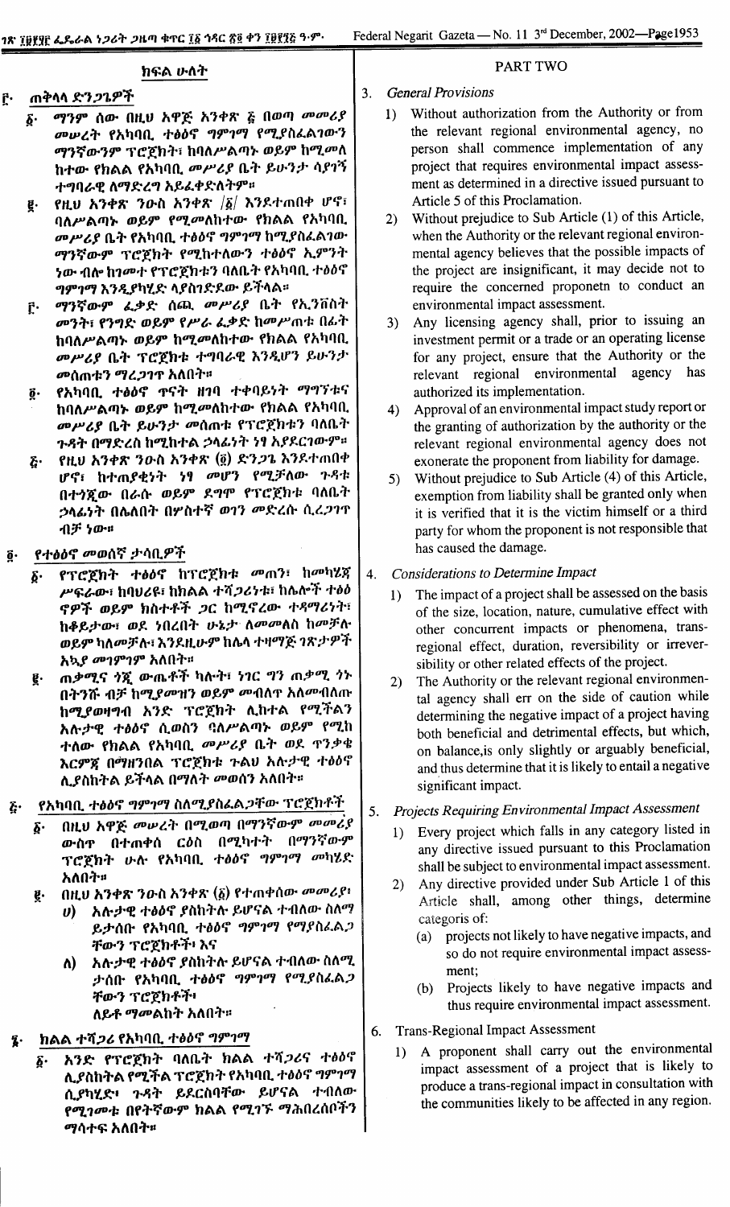## ክፍል ሁለት

### ፫· ጠቅላላ ድንጋጌዎች

፩· ማንም ሰው በዚህ አዋጅ አንቀጽ ፭ በወጣ መመሪያ መሠረት የአካባቢ ተፅዕኖ ግምገማ የሚያስፈልገውን ማንኛውንም ፕሮጀክት፣ ከባለሥልጣኑ ወይም ከሚመለከተው የክልል የአካባቢ መሥሪያ ቤት ይሁንታ ሳያገኝ ተግባራዊ ለማድረግ አይፈቀድለትም።

፪· የዚህ አንቀጽ ንዑስ አንቀጽ /፩/ እንደተጠበቀ ሆኖ፣ ባለሥልጣኑ ወይም የሚመለከተው የክልል የአካባቢ መሥሪያ ቤት የአካባቢ ተፅዕኖ ግምገማ ከሚያስፈልገው ማንኛውም ፕሮጀክት የሚከተለውን ተፅዕኖ ኢምንት ነው ብሎ ከገመተ የፕሮጀክቱን ባለቤት የአካባቢ ተፅዕኖ ግምገማ እንዲያካሂድ ላያስገድደው ይችላል።

፫· ማንኛውም ፈቃድ ሰጪ መሥሪያ ቤት የኢንቨስትመንት፣ የንግድ ወይም የሥራ ፈቃድ ከመሥጠቱ በፊት ከባለሥልጣኑ ወይም ከሚመለከተው የክልል የአካባቢ መሥሪያ ቤት ፕሮጀክቱ ተግባራዊ እንዲሆን ይሁንታ መሰጠቱን ማረጋገጥ አለበት።

፬· የአካባቢ ተፅዕኖ ጥናት ዘገባ ተቀባይነት ማግኘቱና ከባለሥልጣኑ ወይም ከሚመለከተው የክልል የአካባቢ መሥሪያ ቤት ይሁንታ መሰጠቱ የፕሮጀክቱን ባለቤት ጉዳት በማድረስ ከሚከተል ኃላፊነት ነፃ አያደርገውም።

፭· የዚህ አንቀጽ ንዑስ አንቀጽ (፬) ድንጋጌ እንደተጠበቀ ሆኖ፣ ከተጠያቂነት ነፃ መሆን የሚቻለው ጉዳቱ በተጎጂው በራሱ ወይም ደግሞ የፕሮጀክቱ ባለቤት ኃላፊነት በሌለበት በሦስተኛ ወገን መድረሱ ሲረጋገጥ ብቻ ነው።

### ፬· የተፅዕኖ መወሰኛ ታሳቢዎች

፩· የፕሮጀክት ተፅዕኖ ከፕሮጀክቱ መጠን፣ ከመካሄጃ ሥፍራው፣ ከባህሪዩ፣ ከክልል ተሻጋሪነቱ፣ ከሌሎች ተፅዕኖዎች ወይም ክስተቶች ጋር ከሚኖረው ተዳማሪነት፣ ከቆይታው፣ ወደ ነበረበት ሁኔታ ለመመለስ ከመቻሉ ወይም ካለመቻሉ፣ እንዲሁም ከሌላ ተዛማጅ ገጽታዎች አኳያ መገምገም አለበት።

፪· ጠቃሚና ጎጂ ውጤቶች ካሉት፣ ነገር ግን ጠቃሚ ጎኑ በትንሹ ብቻ ከሚያመዝን ወይም መብለጡ አለመብለጡ ከሚያወዛግብ አንድ ፕሮጀክት ሊከተል የሚችልን አሉታዊ ተፅዕኖ ሲወስን ባለሥልጣኑ ወይም የሚከተለው የክልል የአካባቢ መሥሪያ ቤት ወደ ጥንቃቄ እርምጃ በማዘንበል ፕሮጀክቱ ጉልህ አሉታዊ ተፅዕኖ ሊያስከትል ይችላል በማለት መወሰን አለበት።

### ፭· የአካባቢ ተፅዕኖ ግምገማ ስለሚያስፈልጋቸው ፕሮጀክቶች

፩· በዚህ አዋጅ መሠረት በሚወጣ በማንኛውም መመሪያ ውስጥ በተጠቀሰ ርዕስ በሚካተት በማንኛውም ፕሮጀክት ሁሉ የአካባቢ ተፅዕኖ ግምገማ መካሄድ አለበት።

፪· በዚህ አንቀጽ ንዑስ አንቀጽ (፩) የተጠቀሰው መመሪያ፣

ሀ) አሉታዊ ተፅዕኖ ያስከትሉ ይሆናል ተብለው ስለማይታሰቡ የአካባቢ ተፅዕኖ ግምገማ የማያስፈልጋቸውን ፕሮጀክቶች፣ እና

ለ) አሉታዊ ተፅዕኖ ያስከትሉ ይሆናል ተብለው ስለሚታሰቡ የአካባቢ ተፅዕኖ ግምገማ የሚያስፈልጋቸውን ፕሮጀክቶች፣

ለይቶ ማመልከት አለበት።

### ፮· ክልል ተሻጋሪ የአካባቢ ተፅዕኖ ግምገማ

፩· አንድ የፕሮጀክት ባለቤት ክልል ተሻጋሪና ተፅዕኖ ሊያስከትል የሚችል ፕሮጀክት የአካባቢ ተፅዕኖ ግምገማ ሲያካሂድ፣ ጉዳት ይደርስባቸው ይሆናል ተብለው የሚገመቱ በየትኛውም ክልል የሚገኙ ማሕበረሰቦችን ማሳተፍ አለበት።

## PART TWO

### 3. General Provisions

1) Without authorization from the Authority or from the relevant regional environmental agency, no person shall commence implementation of any project that requires environmental impact assessment as determined in a directive issued pursuant to Article 5 of this Proclamation.

2) Without prejudice to Sub Article (1) of this Article, when the Authority or the relevant regional environmental agency believes that the possible impacts of the project are insignificant, it may decide not to require the concerned proponetn to conduct an environmental impact assessment.

3) Any licensing agency shall, prior to issuing an investment permit or a trade or an operating license for any project, ensure that the Authority or the relevant regional environmental agency has authorized its implementation.

4) Approval of an environmental impact study report or the granting of authorization by the authority or the relevant regional environmental agency does not exonerate the proponent from liability for damage.

5) Without prejudice to Sub Article (4) of this Article, exemption from liability shall only be granted only when it is verified that it is the victim himself or a third party for whom the proponent is not responsible that has caused the damage.

### 4. Considerations to Determine Impact

1) The impact of a project shall be assessed on the basis of the size, location, nature, cumulative effect with other concurrent impacts or phenomena, trans-regional effect, duration, reversibility or irreversibility or other related effects of the project.

2) The Authority or the relevant regional environmental agency shall err on the side of caution while determining the negative impact of a project having both beneficial and detrimental effects, but which, on balance,is only slightly or arguably beneficial, and thus determine that it is likely to entail a negative significant impact.

### 5. Projects Requiring Environmental Impact Assessment

1) Every project which falls in any category listed in any directive issued pursuant to this Proclamation shall be subject to environmental impact assessment.

2) Any directive provided under Sub Article 1 of this Article shall, among other things, determine categoris of:

(a) projects not likely to have negative impacts, and so do not require environmental impact assessment;

(b) Projects likely to have negative impacts and thus require environmental impact assessment.

### 6. Trans-Regional Impact Assessment

1) A proponent shall carry out the environmental impact assessment of a project that is likely to produce a trans-regional impact in consultation with the communities likely to be affected in any region.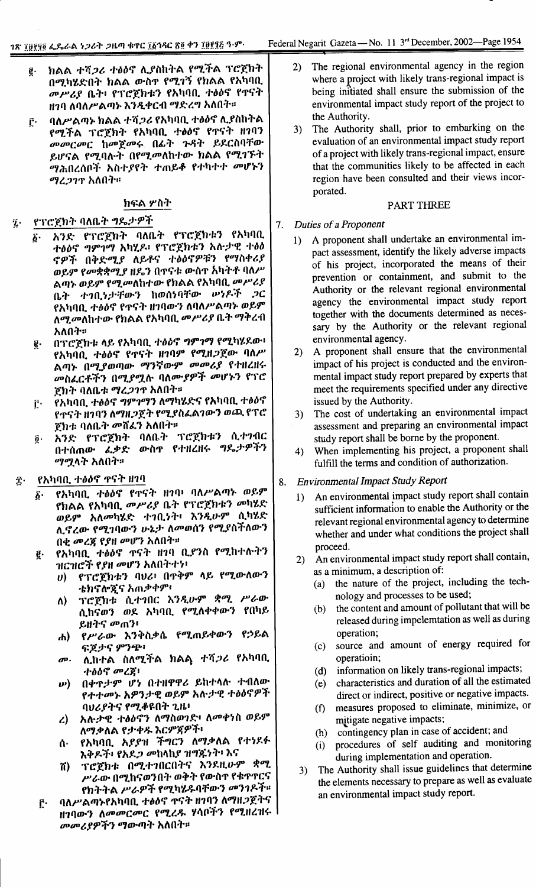፪· ክልል ተሻጋሪ ተፅዕኖ ሊያስከትል የሚችል ፕሮጀክት በሚካሄድበት ክልል ውስጥ የሚገኝ የክልል የአካባቢ መሥሪያ ቤት፣ የፕሮጀክቱን የአካባቢ ተፅዕኖ የጥናት ዘገባ ለባለሥልጣኑ እንዲቀርብ ማድረግ አለበት።

፫· ባለሥልጣኑ ክልል ተሻጋሪ ተፅዕኖ ሊያስከትል የሚችል ፕሮጀክት የአካባቢ ተፅዕኖ የጥናት ዘገባን መመርመር ከመጀመሩ በፊት ጉዳት ይደርስባቸው ይሆናል የሚባሉት በየሚመለከተው ክልል የሚገኙት ማሕበረሰቦች አስተያየት ተጠይቆ የተካተተ መሆኑን ማረጋገጥ አለበት።

## ክፍል ሦስት

### ፯· የፕሮጀክት ባለቤት ግዴታዎች

፩· አንድ የፕሮጀክት ባለቤት የፕሮጀክቱን የአካባቢ ተፅዕኖ ግምገማ አካሂዶ፣ የፕሮጀክቱን አሉታዊ ተፅዕኖዎች በቅድሚያ ለይቶና ተፅዕኖዎችን የማስቀረያ ወይም የመቋቋሚያ ዘዴን በጥናቱ ውስጥ አካትቶ ባለሥልጣኑ ወይም የሚመለከተው የክልል የአካባቢ መሥሪያ ቤት ተገቢነታቸውን ከወሰናቸው ሠነዶች ጋር የአካባቢ ተፅዕኖ የጥናት ዘገባውን ለባለሥልጣኑ ወይም ለሚመለከተው የክልል የአካባቢ መሥሪያ ቤት ማቅረብ አለበት።

፪· በፕሮጀክቱ ላይ የአካባቢ ተፅዕኖ ግምገማ የሚካሄደው፣ የአካባቢ ተፅዕኖ የጥናት ዘገባው የሚዘጋጀው ባለሥልጣኑ በሚያወጣው ማንኛውም መመሪያ የተዘረዘሩ መስፈርቶችን በሚያሟሉ ባለሙያዎች መሆኑን የፕሮጀክት ባለቤቱ ማረጋገጥ አለበት።

፫· የአካባቢ ተፅዕኖ ግምገማን ለማካሄድና የአካባቢ ተፅዕኖ የጥናት ዘገባን ለማዘጋጀት የሚያስፈልገውን ወጪ የፕሮጀክቱ ባለቤት መሸፈን አለበት።

፬· አንድ የፕሮጀክት ባለቤት ፕሮጀክቱን ሲተገብር በተሰጠው ፈቃድ ውስጥ የተዘረዘሩ ግዴታዎችን ማሟላት አለበት።

### ፰· የአካባቢ ተፅዕኖ ጥናት ዘገባ

፩· የአካባቢ ተፅዕኖ የጥናት ዘገባ፣ ባለሥልጣኑ ወይም የክልል የአካባቢ መሥሪያ ቤት የፕሮጀክቱን መካሄድ ወይም አለመካሄድ ተገቢነት፣ እንዲሁም ሲካሄድ ሊኖረው የሚገባውን ሁኔታ ለመወሰን የሚያስችለውን በቂ መረጃ የያዘ መሆን አለበት።

፪· የአካባቢ ተፅዕኖ ጥናት ዘገባ ቢያንስ የሚከተሉትን ዝርዝሮች የያዘ መሆን አለበት፤

ሀ) የፕሮጀክቱን ባህሪ፣ በጥቅም ላይ የሚውለውን ቴክኖሎጂና አጠቃቀም፣

ለ) ፕሮጀክቱ ሲተገበር እንዲሁም ቋሚ ሥራው ሲከናወን ወደ አካባቢ የሚለቀቀውን የበካይ ይዘትና መጠን፣

ሐ) የሥራው እንቅስቃሴ የሚጠይቀውን የኃይል ፍጆታና ምንጭ፣

መ) ሊከተል ስለሚችል ክልል ተሻጋሪ የአካባቢ ተፅዕኖ መረጃ፣

ሠ) በቀጥታም ሆነ በተዘዋዋሪ ይከተላሉ ተብለው የተተመኑ አዎንታዊ ወይም አሉታዊ ተፅዕኖዎች ባህሪያትና የሚቆዩበት ጊዜ፣

ረ) አሉታዊ ተፅዕኖን ለማስወገድ፣ ለመቀነስ ወይም ለማቃለል የታቀዱ እርምጃዎች፣

ሰ) የአካባቢ አደገኛ ችግርን ለማቃለል የተነደፉ እቅዶች፣ የአደጋ መከላከያ ዝግጅትን፣ እና

ሸ) ፕሮጀክቱ በሚተገበርበትና እንደዚሁም ቋሚ ሥራው በሚከናወንበት ወቅት የውስጥ የቁጥጥርና የክትትል ሥራዎች የሚካሄዱባቸውን መንገዶች።

፫· ባለሥልጣኑ የአካባቢ ተፅዕኖ ጥናት ዘገባን ለማዘጋጀትና ዘገባውን ለመመርመር የሚረዱ ሃሳቦችን የሚዘረዝሩ መመሪያዎችን ማውጣት አለበት።

2) The regional environmental agency in the region where a project with likely trans-regional impact is being initiated shall ensure the submission of the environmental impact study report of the project to the Authority.

3) The Authority shall, prior to embarking on the evaluation of an environmental impact study report of a project with likely trans-regional impact, ensure that the communities likely to be affected in each region have been consulted and their views incorporated.

## PART THREE

### 7. *Duties of a Proponent*

1) A proponent shall undertake an environmental impact assessment, identify the likely adverse impacts of his project, incorporated the means of their prevention or containment, and submit to the Authority or the relevant regional environmental agency the environmental impact study report together with the documents determined as necessary by the Authority or the relevant regional environmental agency.

2) A proponent shall ensure that the environmental impact of his project is conducted and the environmental impact study report prepared by experts that meet the requirements specified under any directive issued by the Authority.

3) The cost of undertaking an environmental impact assessment and preparing an environmental impact study report shall be borne by the proponent.

4) When implementing his project, a proponent shall fulfill the terms and condition of authorization.

### 8. *Environmental Impact Study Report*

1) An environmental impact study report shall contain sufficient information to enable the Authority or the relevant regional environmental agency to determine whether and under what conditions the project shall proceed.

2) An environmental impact study report shall contain, as a minimum, a description of:

(a) the nature of the project, including the technology and processes to be used;

(b) the content and amount of pollutant that will be released during impelemtation as well as during operation;

(c) source and amount of energy required for operatioin;

(d) information on likely trans-regional impacts;

(e) characteristics and duration of all the estimated direct or indirect, positive or negative impacts.

(f) measures proposed to eliminate, minimize, or mitigate negative impacts;

(h) contingency plan in case of accident; and

(i) procedures of self auditing and monitoring during implementation and operation.

3) The Authority shall issue guidelines that determine the elements necessary to prepare as well as evaluate an environmental impact study report.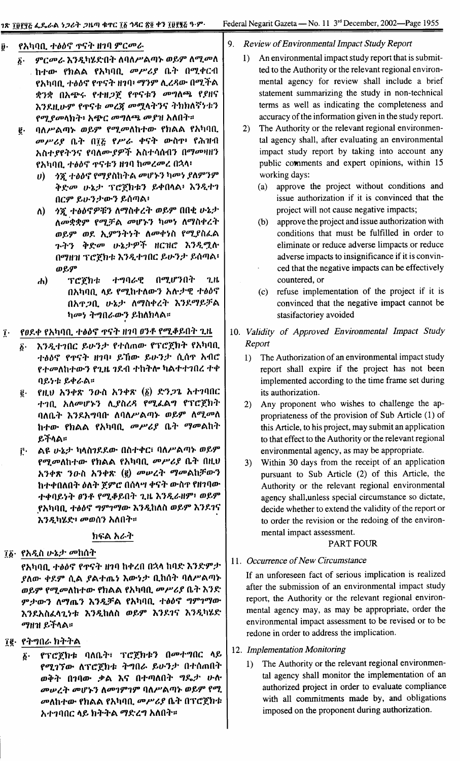፱· የአካባቢ ተፅዕኖ ጥናት ዘገባ ምርመራ

፩· ምርመራ እንዲካሄድበት ለባለሥልጣኑ ወይም ለሚመለከተው የክልል የአካባቢ መሥሪያ ቤት በሚቀርብ የአካባቢ ተፅዕኖ የጥናት ዘገባ፣ ማንም ሊረዳው በሚችል ቋንቋ በአጭሩ የተዘጋጀ የጥናቱን መግለጫ የያዘና እንደዚሁም የጥናቱ መረጃ መሟላትንና ትክክለኛነቱን የሚያመለክት፣ አጭር መግለጫ መያዝ አለበት።

፪· ባለሥልጣኑ ወይም የሚመለከተው የክልል የአካባቢ መሥሪያ ቤት በ፲፭ የሥራ ቀናት ውስጥ፣ የሕዝብ አስተያየትንና የባለሙያዎች አስተሳሰብን በማመዛዘን የአካባቢ ተፅዕኖ ጥናቱን ዘገባ ከመረመረ በኋላ፣

ሀ) ጎጂ ተፅዕኖ የማያስከትል መሆኑን ካመነ ያለምንም ቅድመ ሁኔታ ፕሮጀክቱን ይቀበላል፣ እንዲተገበርም ይሁንታውን ይሰጣል፣

ለ) ጎጂ ተፅዕኖዎቹን ለማስቀረት ወይም በበቂ ሁኔታ ለመቋቋም የሚቻል መሆኑን ካመነ ለማስቀረት ወይም ወደ ኢምንትነት ለመቀነስ የሚያስፈልጉትን ቅድመ ሁኔታዎች ዘርዝሮ እንዲሟሉ በማዘዝ ፕሮጀክቱ እንዲተገበር ይሁንታ ይሰጣል፣ ወይም

ሐ) ፕሮጀክቱ ተግባራዊ በሚሆንበት ጊዜ በአካባቢ ላይ የሚከተለውን አሉታዊ ተፅዕኖ በአጥጋቢ ሁኔታ ለማስቀረት እንደማይቻል ካመነ ትግበራውን ይከለክላል።

፲· የፀደቀ የአካባቢ ተፅዕኖ ጥናት ዘገባ ፀንቶ የሚቆይበት ጊዜ

፩· እንዲተገበር ይሁንታ የተሰጠው የፕሮጀክት የአካባቢ ተፅዕኖ የጥናት ዘገባ፣ ይኸው ይሁንታ ሲሰጥ አብሮ የተመለከተውን የጊዜ ገደብ ተከትሎ ካልተተገበረ ተቀ ባይነቱ ይቀራል።

፪· የዚህ አንቀጽ ንዑስ አንቀጽ (፩) ድንጋጌ አተገባበር ተገቢ አለመሆኑን ሊያስረዳ የሚፈልግ የፕሮጀክት ባለቤት እንደአግባቡ ለባለሥልጣኑ ወይም ለሚመለከተው የክልል የአካባቢ መሥሪያ ቤት ማመልከት ይችላል።

፫· ልዩ ሁኔታ ካላስገደደው በስተቀር፣ ባለሥልጣኑ ወይም የሚመለከተው የክልል የአካባቢ መሥሪያ ቤት በዚህ አንቀጽ ንዑስ አንቀጽ (፪) መሠረት ማመልከቻውን ከተቀበለበት ዕለት ጀምሮ በሰላሣ ቀናት ውስጥ የዘገባው ተቀባይነት ፀንቶ የሚቆይበት ጊዜ እንዲራዘም፣ ወይም የአካባቢ ተፅዕኖ ግምገማው እንዲከለስ ወይም እንደገና እንዲካሄድ፣ መወሰን አለበት።

## ክፍል አራት

፲፩· የአዲስ ሁኔታ መከሰት

የአካባቢ ተፅዕኖ የጥናት ዘገባ ከቀረበ በኋላ ከባድ እንድምታ ያለው ቀደም ሲል ያልተጤነ እውነታ ቢከሰት ባለሥልጣኑ ወይም የሚመለከተው የክልል የአካባቢ መሥሪያ ቤት እንድ ምታውን ለማጤን እንዲቻል የአካባቢ ተፅዕኖ ግምገማው እንደአስፈላጊነቱ እንዲከለስ ወይም እንደገና እንዲካሄድ ማዘዝ ይችላል።

፲፪· የትግበራ ክትትል

፩· የፕሮጀክቱ ባለቤት፣ ፕሮጀክቱን በመተግበር ላይ የሚገኘው ለፕሮጀክቱ ትግበራ ይሁንታ በተሰጠበት ወቅት በገባው ቃል እና በተጣለበት ግዴታ ሁሉ መሠረት መሆኑን ለመገምገም ባለሥልጣኑ ወይም የሚመለከተው የክልል የአካባቢ መሥሪያ ቤት በፕሮጀክቱ አተገባበር ላይ ክትትል ማድረግ አለበት።

9. *Review of Environmental Impact Study Report*

1) An environmental impact study report that is submitted to the Authority or the relevant regional environmental agency for review shall include a brief statement summarizing the study in non-technical terms as well as indicating the completeness and accuracy of the information given in the study report.

2) The Authority or the relevant regional environmental agency shall, after evaluating an environmental impact study report by taking into account any public comments and expert opinions, within 15 working days:

(a) approve the project without conditions and issue authorization if it is convinced that the project will not cause negative impacts;

(b) approve the project and issue authorization with conditions that must be fulfilled in order to eliminate or reduce adverse limpacts or reduce adverse impacts to insignificance if it is convinced that the negative impacts can be effectively countered, or

(c) refuse implementation of the project if it is convinced that the negative impact cannot be stasifactoriey avoided

10. *Validity of Approved Environmental Impact Study Report*

1) The Authorization of an environmental impact study report shall expire if the project has not been implemented according to the time frame set during its authorization.

2) Any proponent who wishes to challenge the appropriateness of the provision of Sub Article (1) of this Article, to his project, may submit an application to that effect to the Authority or the relevant regional environmental agency, as may be appropriate.

3) Within 30 days from the receipt of an application pursuant to Sub Article (2) of this Article, the Authority or the relevant regional environmental agency shall,unless special circumstance so dictate, decide whether to extend the validity of the report or to order the revision or the redoing of the environmental impact assessment.

## PART FOUR

11. *Occurrence of New Circumstance*

If an unforeseen fact of serious implication is realized after the submission of an environmental impact study report, the Authority or the relevant regional environmental agency may, as may be appropriate, order the environmental impact assessment to be revised or to be redone in order to address the implication.

12. *Implementation Monitoring*

1) The Authority or the relevant regional environmental agency shall monitor the implementation of an authorized project in order to evaluate compliance with all commitments made by, and obligations imposed on the proponent during authorization.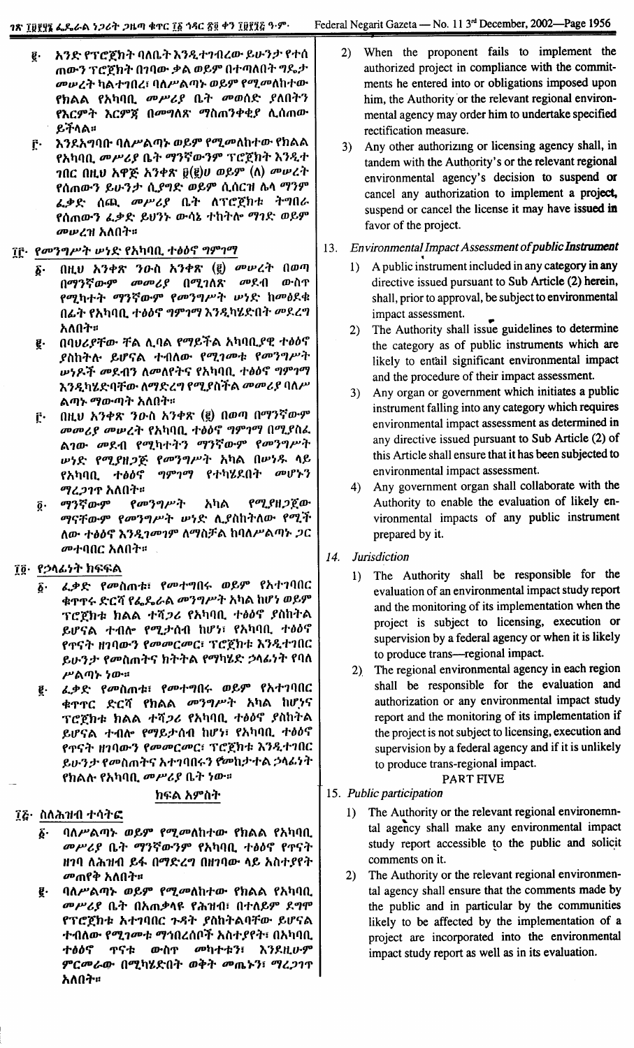፪· አንድ የፕሮጀክት ባለቤት እንዲተገብረው ይሁንታ የተሰጠውን ፕሮጀክት በገባው ቃል ወይም በተጣለበት ግዴታ መሠረት ካልተገበረ፣ ባለሥልጣኑ ወይም የሚመለከተው የክልል የአካባቢ መሥሪያ ቤት መወሰድ ያለበትን የእርምት እርምጃ በመለየት ማስጠንቀቂያ ሊሰጠው ይችላል።

፫· እንደአግባቡ ባለሥልጣኑ ወይም የሚመለከተው የክልል የአካባቢ መሥሪያ ቤት ማንኛውንም ፕሮጀክት እንዲተገበር በዚህ አዋጅ አንቀጽ ፱(፪)ሀ ወይም (ለ) መሠረት የሰጠውን ይሁንታ ሲያግድ ወይም ሲሰርዝ ሌላ ማንም ፈቃድ ሰጪ መሥሪያ ቤት ለፕሮጀክቱ ትግበራ የሰጠውን ፈቃድ ይህንኑ ውሳኔ ተከትሎ ማገድ ወይም መሠረዝ አለበት።

## ፲፫· የመንግሥት ሠነድ የአካባቢ ተፅዕኖ ግምገማ

፩· በዚህ አንቀጽ ንዑስ አንቀጽ (፪) መሠረት በወጣ በማንኛውም መመሪያ በሚገለጽ መደብ ውስጥ የሚካተት ማንኛውም የመንግሥት ሠነድ ከመፅደቁ በፊት የአካባቢ ተፅዕኖ ግምገማ እንዲካሄድበት መደረግ አለበት።

፪· በባሀሪያቸው ቸል ሊባል የማይችል አካባቢያዊ ተፅዕኖ ያስከትሉ ይሆናል ተብለው የሚገመቱ የመንግሥት ሠነዶች መደብን ለመለየትና የአካባቢ ተፅዕኖ ግምገማ እንዲካሄድባቸው ለማድረግ የሚያስችል መመሪያ ባለሥልጣኑ ማውጣት አለበት።

፫· በዚህ አንቀጽ ንዑስ አንቀጽ (፪) በወጣ በማንኛውም መመሪያ መሠረት የአካባቢ ተፅዕኖ ግምገማ በሚያስፈልገው መደብ የሚካተትን ማንኛውም የመንግሥት ሠነድ የሚያዘጋጅ የመንግሥት አካል በሠነዱ ላይ የአካባቢ ተፅዕኖ ግምገማ የተካሄደበት መሆኑን ማረጋገጥ አለበት።

፬· ማንኛውም የመንግሥት አካል የሚያዘጋጀው ማናቸውም የመንግሥት ሠነድ ሊያስከትለው የሚችለው ተፅዕኖ እንዲገመገም ለማስቻል ከባለሥልጣኑ ጋር መተባበር አለበት።

## ፲፬· የኃላፊነት ክፍፍል

፩· ፈቃድ የመስጠቱ፣ የመተግበሩ ወይም የአተገባበር ቁጥጥሩ ድርሻ የፌዴራል መንግሥት አካል ከሆነ ወይም ፕሮጀክቱ ክልል ተሻጋሪ የአካባቢ ተፅዕኖ ያስከትል ይሆናል ተብሎ የሚታሰብ ከሆነ፣ የአካባቢ ተፅዕኖ የጥናት ዘገባውን የመመርመር፣ ፕሮጀክቱ እንዲተገበር ይሁንታ የመስጠትና ክትትል የማካሄድ ኃላፊነት የባለሥልጣኑ ነው።

፪· ፈቃድ የመስጠቱ፣ የመተግበሩ ወይም የአተገባበር ቁጥጥር ድርሻ የክልል መንግሥት አካል ከሆነና ፕሮጀክቱ ክልል ተሻጋሪ የአካባቢ ተፅዕኖ ያስከትል ይሆናል ተብሎ የማይታሰብ ከሆነ፣ የአካባቢ ተፅዕኖ የጥናት ዘገባውን የመመርመር፣ ፕሮጀክቱ እንዲተገበር ይሁንታ የመስጠትና አተገባበሩን የመከታተል ኃላፊነት የክልሉ የአካባቢ መሥሪያ ቤት ነው።

## ክፍል አምስት

## ፲፭· ስለሕዝብ ተሳትፎ

፩· ባለሥልጣኑ ወይም የሚመለከተው የክልል የአካባቢ መሥሪያ ቤት ማንኛውም የአካባቢ ተፅዕኖ የጥናት ዘገባ ለሕዝብ ይፋ በማድረግ በዘገባው ላይ አስተያየት መጠየቅ አለበት።

፪· ባለሥልጣኑ ወይም የሚመለከተው የክልል የአካባቢ መሥሪያ ቤት በአጠቃላዩ የሕዝብ፣ በተለይም ደግሞ የፕሮጀክቱ አተገባበር ጉዳት ያስከትልባቸው ይሆናል ተብለው የሚገመቱ ማኅበረሰቦች አስተያየት፣ በአካባቢ ተፅዕኖ ጥናቱ ውስጥ መካተቱን፣ እንደዚሁም ምርመራው በሚካሄድበት ወቅት መጤኑን፣ ማረጋገጥ አለበት።

2) When the proponent fails to implement the authorized project in compliance with the commitments he entered into or obligations imposed upon him, the Authority or the relevant regional environmental agency may order him to undertake specified rectification measure.

3) Any other authorizing or licensing agency shall, in tandem with the Authority's or the relevant regional environmental agency's decision to suspend or cancel any authorization to implement a project, suspend or cancel the license it may have issued in favor of the project.

## 13. *Environmental Impact Assessment of public Instrument*

1) A public instrument included in any category in any directive issued pursuant to Sub Article (2) herein, shall, prior to approval, be subject to environmental impact assessment.

2) The Authority shall issue guidelines to determine the category as of public instruments which are likely to entail significant environmental impact and the procedure of their impact assessment.

3) Any organ or government which initiates a public instrument falling into any category which requires environmental impact assessment as determined in any directive issued pursuant to Sub Article (2) of this Article shall ensure that it has been subjected to environmental impact assessment.

4) Any government organ shall collaborate with the Authority to enable the evaluation of likely environmental impacts of any public instrument prepared by it.

## 14. *Jurisdiction*

1) The Authority shall be responsible for the evaluation of an environmental impact study report and the monitoring of its implementation when the project is subject to licensing, execution or supervision by a federal agency or when it is likely to produce trans—regional impact.

2) The regional environmental agency in each region shall be responsible for the evaluation and authorization or any environmental impact study report and the monitoring of its implementation if the project is not subject to licensing, execution and supervision by a federal agency and if it is unlikely to produce trans-regional impact.

## PART FIVE

## 15. *Public participation*

1) The Authority or the relevant regional environemntal agency shall make any environmental impact study report accessible to the public and solicit comments on it.

2) The Authority or the relevant regional environmental agency shall ensure that the comments made by the public and in particular by the communities likely to be affected by the implementation of a project are incorporated into the environmental impact study report as well as in its evaluation.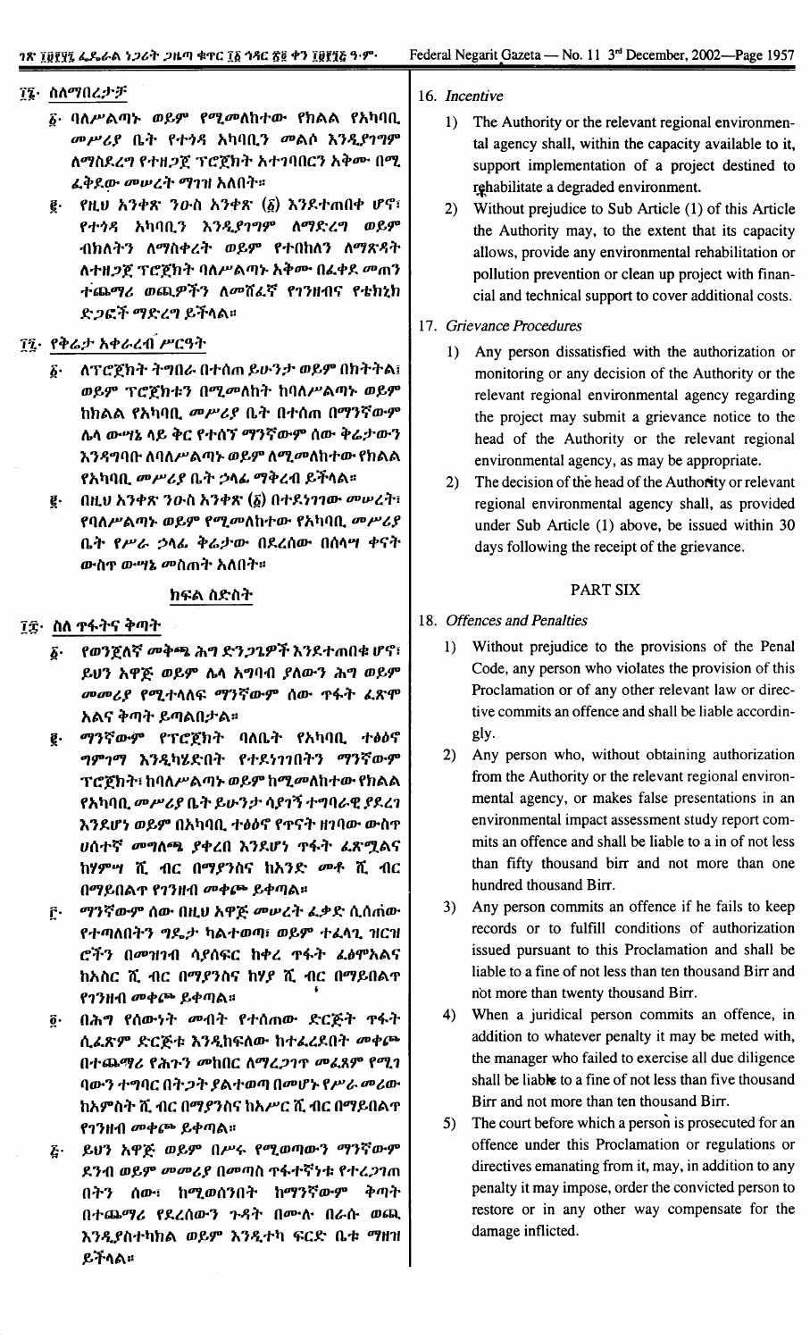፲፮· ስለማበረታቻ

፩· ባለሥልጣኑ ወይም የሚመለከተው የክልል የአካባቢ መሥሪያ ቤት የተጎዳ አካባቢን መልሶ እንዲያገግም ለማስደረግ የተዘጋጀ ፕሮጀክት አተገባበርን አቅሙ በሚፈቅደው መሠረት ማገዝ አለበት።

፪· የዚህ አንቀጽ ንዑስ አንቀጽ (፩) እንደተጠበቀ ሆኖ፣ የተጎዳ አካባቢን እንዲያገግም ለማድረግ ወይም ብክለትን ለማስቀረት ወይም የተበከለን ለማጽዳት ለተዘጋጀ ፕሮጀክት ባለሥልጣኑ አቅሙ በፈቀደ መጠን ተጨማሪ ወጪዎችን ለመሸፈኛ የገንዘብና የቴክኒክ ድጋፎች ማድረግ ይችላል።

፲፯· የቅሬታ አቀራረብ ሥርዓት

፩· ለፕሮጀክት ትግበራ በተሰጠ ይሁንታ ወይም በክትትል፤ ወይም ፕሮጀክቱን በሚመለከት ከባለሥልጣኑ ወይም ከክልል የአካባቢ መሥሪያ ቤት በተሰጠ በማንኛውም ሌላ ውሣኔ ላይ ቅር የተሰኘ ማንኛውም ሰው ቅሬታውን እንዳግባቡ ለባለሥልጣኑ ወይም ለሚመለከተው የክልል የአካባቢ መሥሪያ ቤት ኃላፊ ማቅረብ ይችላል።

፪· በዚህ አንቀጽ ንዑስ አንቀጽ (፩) በተደነገገው መሠረት፣ የባለሥልጣኑ ወይም የሚመለከተው የአካባቢ መሥሪያ ቤት የሥራ ኃላፊ ቅሬታው በደረሰው በሰላሣ ቀናት ውስጥ ውሣኔ መስጠት አለበት።

## ክፍል ስድስት

፲፰· ስለ ጥፋትና ቅጣት

፩· የወንጀለኛ መቅጫ ሕግ ድንጋጌዎች እንደተጠበቁ ሆኖ፣ ይህን አዋጅ ወይም ሌላ አግባብ ያለውን ሕግ ወይም መመሪያ የሚተላለፍ ማንኛውም ሰው ጥፋት ፈጽሞ አልና ቅጣት ይጣልበታል።

፪· ማንኛውም የፕሮጀክት ባለቤት የአካባቢ ተፅዕኖ ግምገማ እንዲካሄድበት የተደነገገበትን ማንኛውም ፕሮጀክት፣ ከባለሥልጣኑ ወይም ከሚመለከተው የክልል የአካባቢ መሥሪያ ቤት ይሁንታ ሳያገኝ ተግባራዊ ያደረገ እንደሆነ ወይም በአካባቢ ተፅዕኖ የጥናት ዘገባው ውስጥ ሀሰተኛ መግለጫ ያቀረበ እንደሆነ ጥፋት ፈጽሟልና ከሃምሣ ሺ ብር በማያንስና ከአንድ መቶ ሺ ብር በማይበልጥ የገንዘብ መቀጮ ይቀጣል።

፫· ማንኛውም ሰው በዚህ አዋጅ መሠረት ፈቃድ ሲሰጠው የተጣለበትን ግዴታ ካልተወጣ፣ ወይም ተፈላጊ ዝርዝሮችን በመዝገብ ሳያሰፍር ከቀረ ጥፋት ፈፅሞአልና ከአስር ሺ ብር በማያንስና ከሃያ ሺ ብር በማይበልጥ የገንዘብ መቀጮ ይቀጣል።

፬· በሕግ የሰውነት መብት የተሰጠው ድርጅት ጥፋት ሲፈጽም ድርጅቱ እንዲከፍለው ከተፈረደበት መቀጮ በተጨማሪ የሕጉን መከበር ለማረጋገጥ መፈጸም የሚገባውን ተግባር በትጋት ያልተወጣ በመሆኑ የሥራ መሪው ከአምስት ሺ ብር በማያንስና ከአሥር ሺ ብር በማይበልጥ የገንዘብ መቀጮ ይቀጣል።

፭· ይህን አዋጅ ወይም በሥሩ የሚወጣውን ማንኛውም ደንብ ወይም መመሪያ በመጣስ ጥፋተኛነቱ የተረጋገጠ በትን ሰው፣ ከሚወሰንበት ከማንኛውም ቅጣት በተጨማሪ የደረሰውን ጉዳት በሙሉ በራሱ ወጪ እንዲያስተካክል ወይም እንዲተካ ፍርድ ቤቱ ማዘዝ ይችላል።

16. *Incentive*

1) The Authority or the relevant regional environmental agency shall, within the capacity available to it, support implementation of a project destined to rehabilitate a degraded environment.

2) Without prejudice to Sub Article (1) of this Article the Authority may, to the extent that its capacity allows, provide any environmental rehabilitation or pollution prevention or clean up project with financial and technical support to cover additional costs.

17. *Grievance Procedures*

1) Any person dissatisfied with the authorization or monitoring or any decision of the Authority or the relevant regional environmental agency regarding the project may submit a grievance notice to the head of the Authority or the relevant regional environmental agency, as may be appropriate.

2) The decision of the head of the Authority or relevant regional environmental agency shall, as provided under Sub Article (1) above, be issued within 30 days following the receipt of the grievance.

## PART SIX

18. *Offences and Penalties*

1) Without prejudice to the provisions of the Penal Code, any person who violates the provision of this Proclamation or of any other relevant law or directive commits an offence and shall be liable accordingly.

2) Any person who, without obtaining authorization from the Authority or the relevant regional environmental agency, or makes false presentations in an environmental impact assessment study report commits an offence and shall be liable to a in of not less than fifty thousand birr and not more than one hundred thousand Birr.

3) Any person commits an offence if he fails to keep records or to fulfill conditions of authorization issued pursuant to this Proclamation and shall be liable to a fine of not less than ten thousand Birr and not more than twenty thousand Birr.

4) When a juridical person commits an offence, in addition to whatever penalty it may be meted with, the manager who failed to exercise all due diligence shall be liable to a fine of not less than five thousand Birr and not more than ten thousand Birr.

5) The court before which a person is prosecuted for an offence under this Proclamation or regulations or directives emanating from it, may, in addition to any penalty it may impose, order the convicted person to restore or in any other way compensate for the damage inflicted.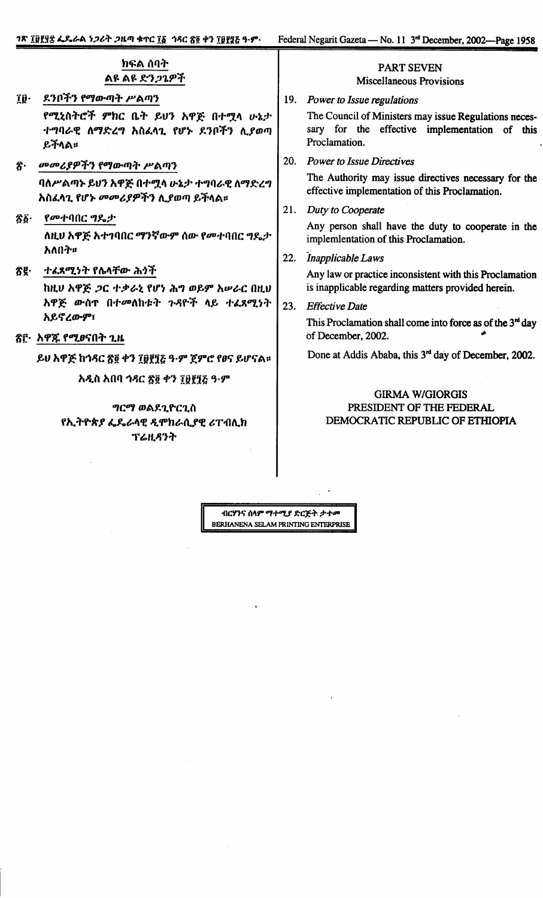## ክፍል ሰባት
### ልዩ ልዩ ድንጋጌዎች

፲፱· ደንቦችን የማውጣት ሥልጣን

የሚኒስትሮች ምክር ቤት ይህን አዋጅ በተሟላ ሁኔታ ተግባራዊ ለማድረግ አስፈላጊ የሆኑ ደንቦችን ሊያወጣ ይችላል።

፳· መመሪያዎችን የማውጣት ሥልጣን

ባለሥልጣኑ ይህን አዋጅ በተሟላ ሁኔታ ተግባራዊ ለማድረግ አስፈላጊ የሆኑ መመሪያዎችን ሊያወጣ ይችላል።

፳፩· የመተባበር ግዴታ

ለዚህ አዋጅ አተገባበር ማንኛውም ሰው የመተባበር ግዴታ አለበት።

፳፪· ተፈጻሚነት የሌላቸው ሕጎች

ከዚህ አዋጅ ጋር ተቃራኒ የሆነ ሕግ ወይም አሠራር በዚህ አዋጅ ውስጥ በተመለከቱት ጉዳዮች ላይ ተፈጻሚነት አይኖረውም፤

፳፫· አዋጁ የሚፀናበት ጊዜ

ይህ አዋጅ ከኅዳር ፳፬ ቀን ፲፱፻፺፭ ዓ·ም ጀምሮ የፀና ይሆናል።

አዲስ አበባ ኅዳር ፳፬ ቀን ፲፱፻፺፭ ዓ·ም

ግርማ ወልደጊዮርጊስ
የኢትዮጵያ ፌዴራላዊ ዲሞክራሲያዊ ሪፐብሊክ ፕሬዚዳንት

## PART SEVEN
### Miscellaneous Provisions

19. *Power to Issue regulations*

The Council of Ministers may issue Regulations necessary for the effective implementation of this Proclamation.

20. *Power to Issue Directives*

The Authority may issue directives necessary for the effective implementation of this Proclamation.

21. *Duty to Cooperate*

Any person shall have the duty to cooperate in the implemlentation of this Proclamation.

22. *Inapplicable Laws*

Any law or practice inconsistent with this Proclamation is inapplicable regarding matters provided herein.

23. *Effective Date*

This Proclamation shall come into force as of the 3rd day of December, 2002.

Done at Addis Ababa, this 3rd day of December, 2002.

GIRMA W/GIORGIS
PRESIDENT OF THE FEDERAL DEMOCRATIC REPUBLIC OF ETHIOPIA

ብርሃንና ሰላም ማተሚያ ድርጅት ታተመ
BERHANENA SELAM PRINTING ENTERPRISE